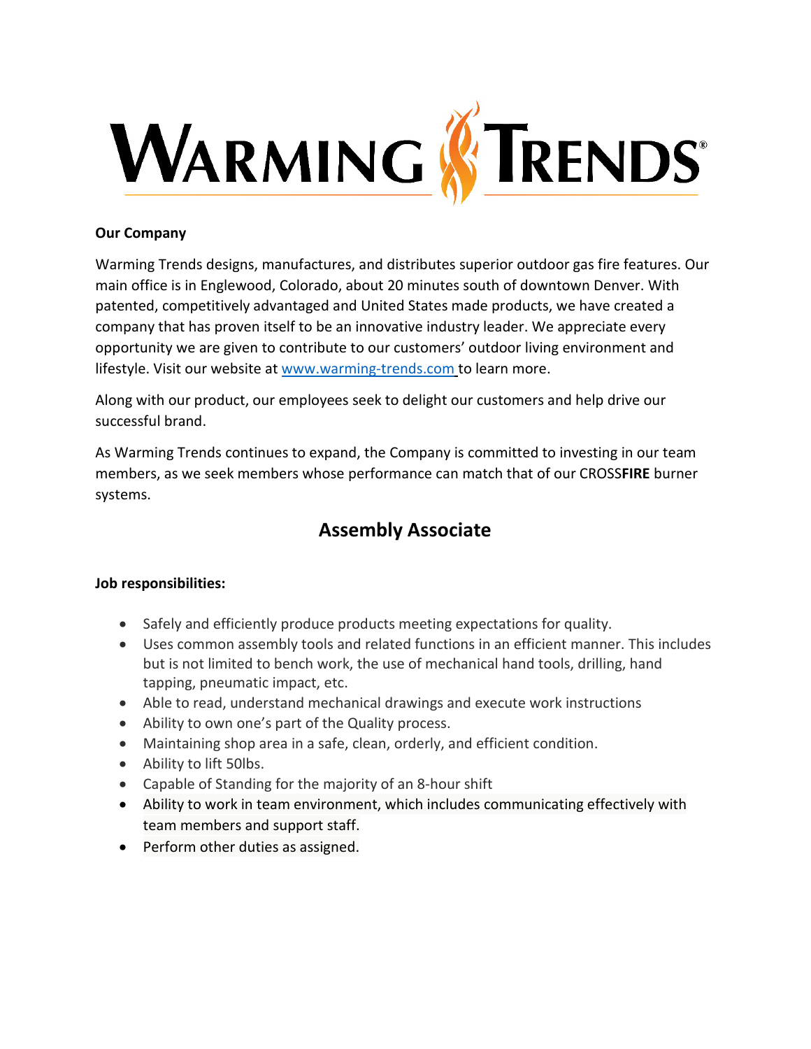# WARMING TRENDS®

**Our Company**

Warming Trends designs, manufactures, and distributes superior outdoor gas fire features. Our main office is in Englewood, Colorado, about 20 minutes south of downtown Denver. With patented, competitively advantaged and United States made products, we have created a company that has proven itself to be an innovative industry leader. We appreciate every opportunity we are given to contribute to our customers' outdoor living environment and lifestyle. Visit our website at www.warming-trends.com to learn more.

Along with our product, our employees seek to delight our customers and help drive our successful brand.

As Warming Trends continues to expand, the Company is committed to investing in our team members, as we seek members whose performance can match that of our CROSS**FIRE** burner systems.

## Assembly Associate

**Job responsibilities:**

- Safely and efficiently produce products meeting expectations for quality.
- Uses common assembly tools and related functions in an efficient manner. This includes but is not limited to bench work, the use of mechanical hand tools, drilling, hand tapping, pneumatic impact, etc.
- Able to read, understand mechanical drawings and execute work instructions
- Ability to own one's part of the Quality process.
- Maintaining shop area in a safe, clean, orderly, and efficient condition.
- Ability to lift 50lbs.
- Capable of Standing for the majority of an 8-hour shift
- Ability to work in team environment, which includes communicating effectively with team members and support staff.
- Perform other duties as assigned.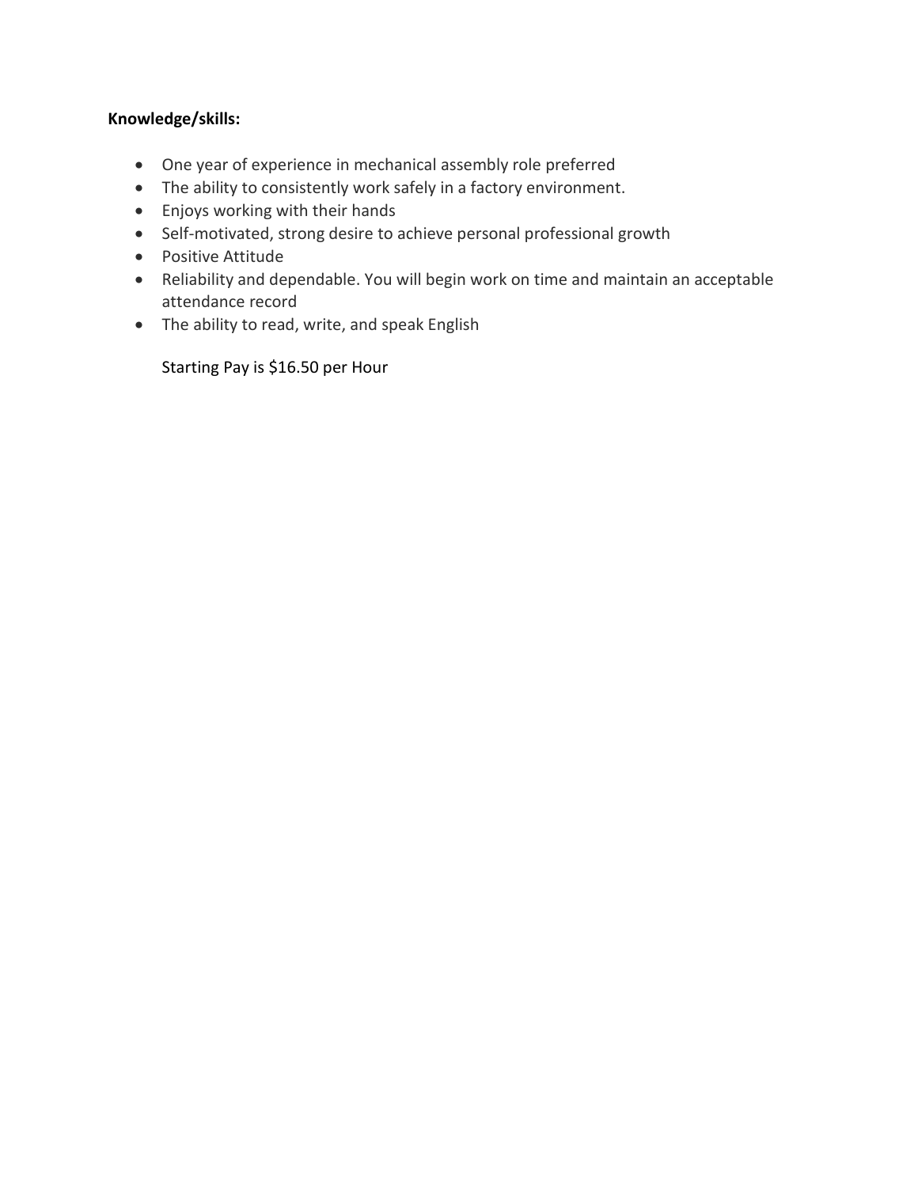**Knowledge/skills:**

- One year of experience in mechanical assembly role preferred
- The ability to consistently work safely in a factory environment.
- Enjoys working with their hands
- Self-motivated, strong desire to achieve personal professional growth
- Positive Attitude
- Reliability and dependable. You will begin work on time and maintain an acceptable attendance record
- The ability to read, write, and speak English

Starting Pay is $16.50 per Hour